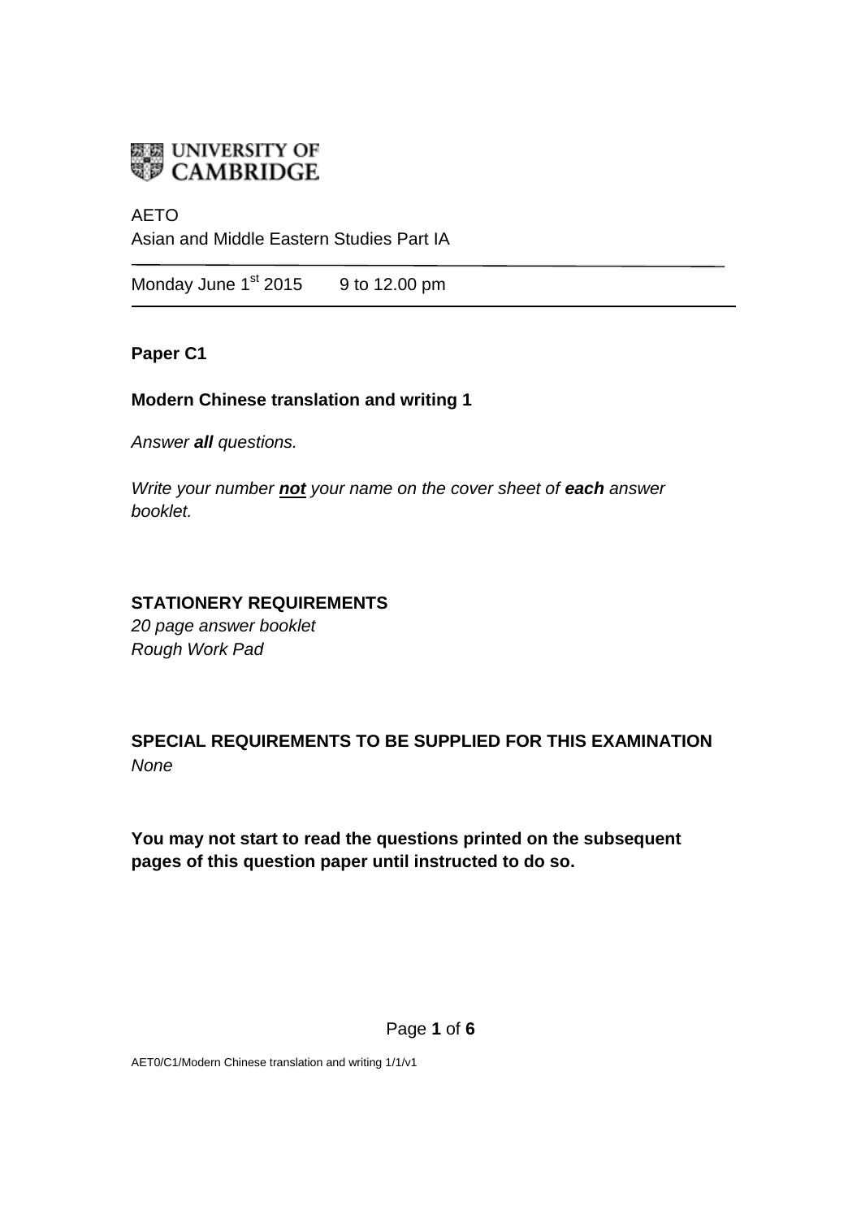UNIVERSITY OF CAMBRIDGE

AETO
Asian and Middle Eastern Studies Part IA

Monday June 1st 2015 9 to 12.00 pm

**Paper C1**

**Modern Chinese translation and writing 1**

*Answer **all** questions.*

*Write your number **not** your name on the cover sheet of **each** answer booklet.*

**STATIONERY REQUIREMENTS**
*20 page answer booklet*
*Rough Work Pad*

**SPECIAL REQUIREMENTS TO BE SUPPLIED FOR THIS EXAMINATION**
*None*

**You may not start to read the questions printed on the subsequent pages of this question paper until instructed to do so.**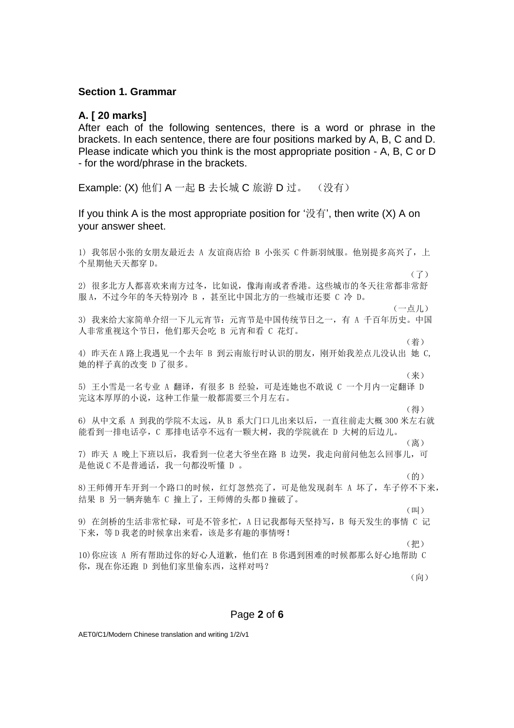### Section 1. Grammar

**A. [ 20 marks]**

After each of the following sentences, there is a word or phrase in the brackets. In each sentence, there are four positions marked by A, B, C and D. Please indicate which you think is the most appropriate position - A, B, C or D - for the word/phrase in the brackets.

Example: (X) 他们 A 一起 B 去长城 C 旅游 D 过。 （没有）

If you think A is the most appropriate position for '没有', then write (X) A on your answer sheet.

1) 我邻居小张的女朋友最近去 A 友谊商店给 B 小张买 C 件新羽绒服。他别提多高兴了，上个星期他天天都穿 D。 （了）

2) 很多北方人都喜欢来南方过冬，比如说，像海南或者香港。这些城市的冬天往常都非常舒服 A，不过今年的冬天特别冷 B ，甚至比中国北方的一些城市还要 C 冷 D。 （一点儿）

3) 我来给大家简单介绍一下儿元宵节：元宵节是中国传统节日之一，有 A 千百年历史。中国人非常重视这个节日，他们那天会吃 B 元宵和看 C 花灯。 （着）

4) 昨天在 A 路上我遇见一个去年 B 到云南旅行时认识的朋友，刚开始我差点儿没认出 她 C，她的样子真的改变 D 了很多。 （来）

5) 王小雪是一名专业 A 翻译，有很多 B 经验，可是连她也不敢说 C 一个月内一定翻译 D 完这本厚厚的小说，这种工作量一般都需要三个月左右。 （得）

6) 从中文系 A 到我的学院不太远，从 B 系大门口儿出来以后，一直往前走大概 300 米左右就能看到一排电话亭，C 那排电话亭不远有一颗大树，我的学院就在 D 大树的后边儿。 （离）

7) 昨天 A 晚上下班以后，我看到一位老大爷坐在路 B 边哭，我走向前问他怎么回事儿，可是他说 C 不是普通话，我一句都没听懂 D 。 （的）

8) 王师傅开车开到一个路口的时候，红灯忽然亮了，可是他发现刹车 A 坏了，车子停不下来，结果 B 另一辆奔驰车 C 撞上了，王师傅的头都 D 撞破了。 （叫）

9) 在剑桥的生活非常忙碌，可是不管多忙，A 日记我都每天坚持写，B 每天发生的事情 C 记下来，等 D 我老的时候拿出来看，该是多有趣的事情呀！ （把）

10) 你应该 A 所有帮助过你的好心人道歉，他们在 B 你遇到困难的时候都那么好心地帮助 C 你，现在你还跑 D 到他们家里偷东西，这样对吗？ （向）

AET0/C1/Modern Chinese translation and writing 1/2/v1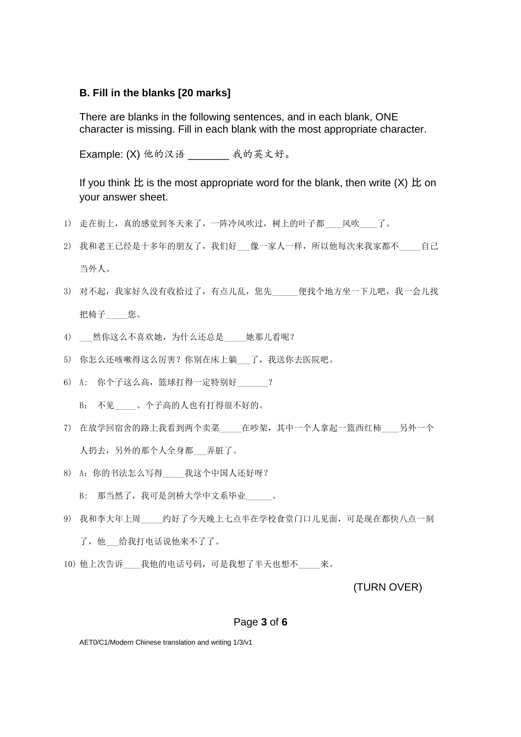## B. Fill in the blanks [20 marks]

There are blanks in the following sentences, and in each blank, ONE character is missing. Fill in each blank with the most appropriate character.

Example: (X) 他的汉语 _______ 我的英文好。

If you think 比 is the most appropriate word for the blank, then write (X) 比 on your answer sheet.

1) 走在街上，真的感觉到冬天来了，一阵冷风吹过，树上的叶子都____风吹____了。

2) 我和老王已经是十多年的朋友了，我们好___像一家人一样，所以他每次来我家都不_____自己当外人。

3) 对不起，我家好久没有收拾过了，有点儿乱，您先______便找个地方坐一下儿吧，我一会儿找把椅子_____您。

4) ___然你这么不喜欢她，为什么还总是_____她那儿看呢？

5) 你怎么还咳嗽得这么厉害？你别在床上躺___了，我送你去医院吧。

6) A: 你个子这么高，篮球打得一定特别好_______？

   B: 不见_____。个子高的人也有打得很不好的。

7) 在放学回宿舍的路上我看到两个卖菜_____在吵架，其中一个人拿起一篮西红柿____另外一个人扔去，另外的那个人全身都___弄脏了。

8) A：你的书法怎么写得_____我这个中国人还好呀？

   B: 那当然了，我可是剑桥大学中文系毕业______。

9) 我和李大年上周_____约好了今天晚上七点半在学校食堂门口儿见面，可是现在都快八点一刻了，他___给我打电话说他来不了了。

10) 他上次告诉____我他的电话号码，可是我想了半天也想不_____来。

(TURN OVER)

AET0/C1/Modern Chinese translation and writing 1/3/v1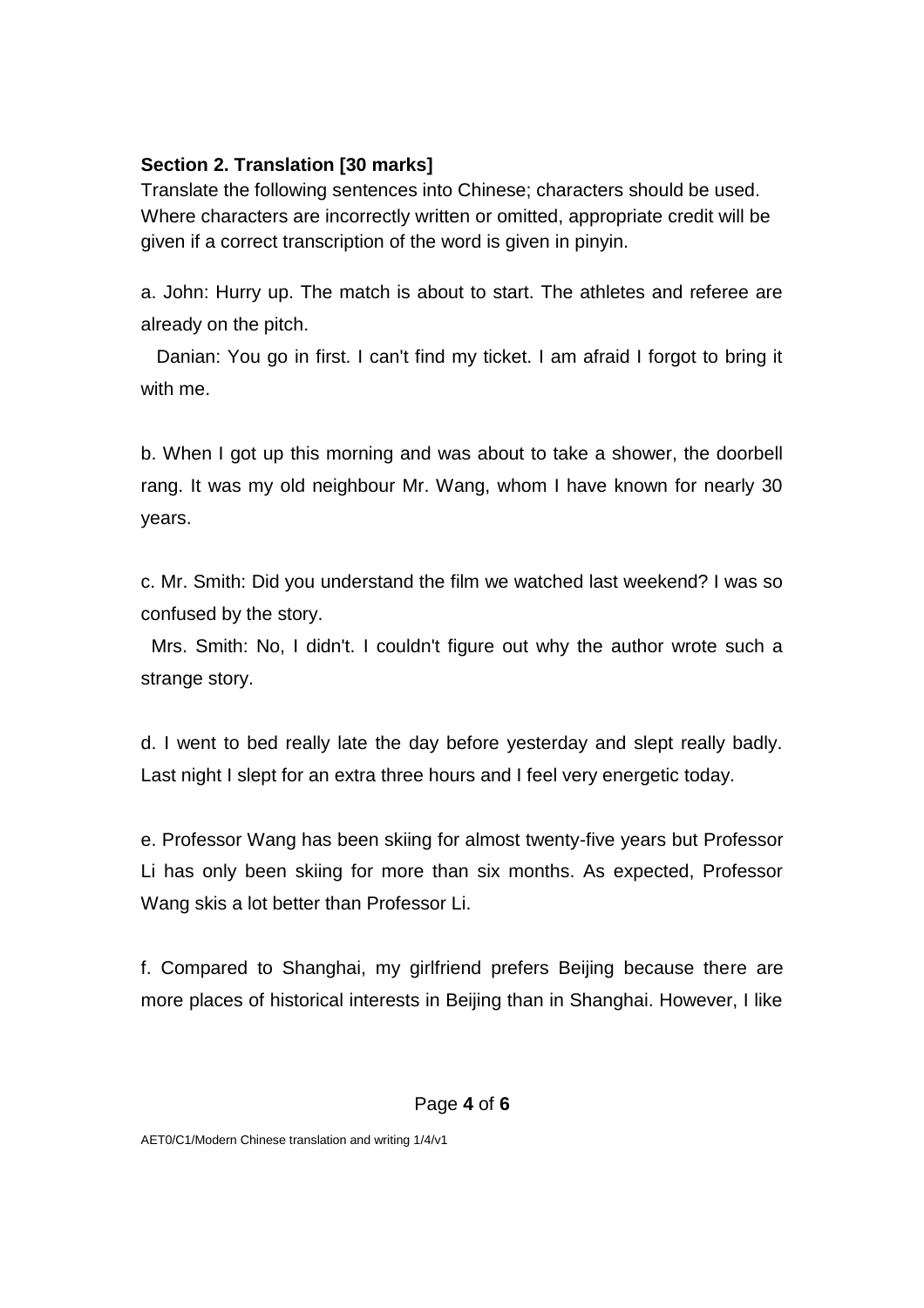**Section 2. Translation [30 marks]**

Translate the following sentences into Chinese; characters should be used. Where characters are incorrectly written or omitted, appropriate credit will be given if a correct transcription of the word is given in pinyin.

a. John: Hurry up. The match is about to start. The athletes and referee are already on the pitch.

Danian: You go in first. I can't find my ticket. I am afraid I forgot to bring it with me.

b. When I got up this morning and was about to take a shower, the doorbell rang. It was my old neighbour Mr. Wang, whom I have known for nearly 30 years.

c. Mr. Smith: Did you understand the film we watched last weekend? I was so confused by the story.

Mrs. Smith: No, I didn't. I couldn't figure out why the author wrote such a strange story.

d. I went to bed really late the day before yesterday and slept really badly. Last night I slept for an extra three hours and I feel very energetic today.

e. Professor Wang has been skiing for almost twenty-five years but Professor Li has only been skiing for more than six months. As expected, Professor Wang skis a lot better than Professor Li.

f. Compared to Shanghai, my girlfriend prefers Beijing because there are more places of historical interests in Beijing than in Shanghai. However, I like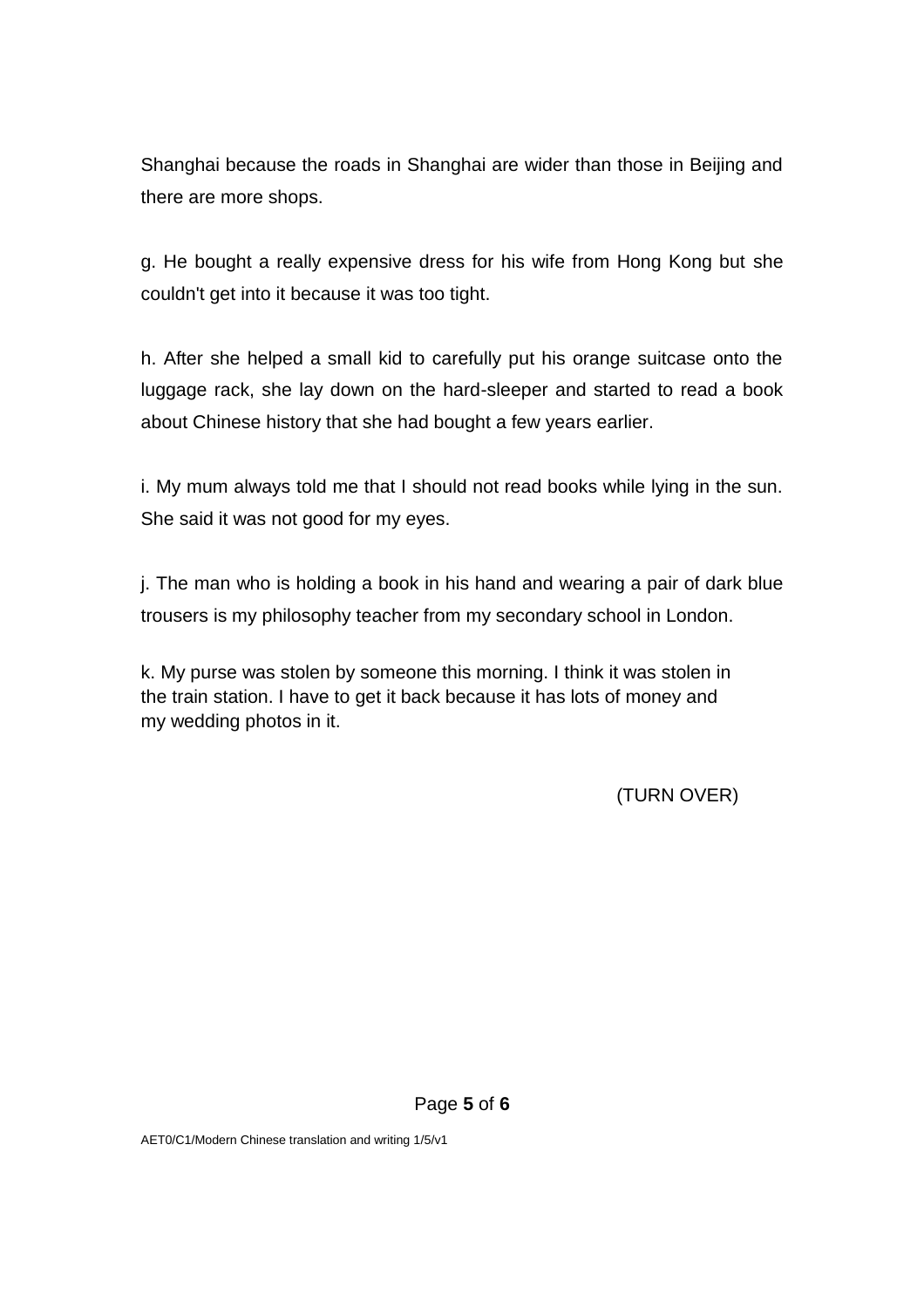Shanghai because the roads in Shanghai are wider than those in Beijing and there are more shops.

g. He bought a really expensive dress for his wife from Hong Kong but she couldn't get into it because it was too tight.

h. After she helped a small kid to carefully put his orange suitcase onto the luggage rack, she lay down on the hard-sleeper and started to read a book about Chinese history that she had bought a few years earlier.

i. My mum always told me that I should not read books while lying in the sun. She said it was not good for my eyes.

j. The man who is holding a book in his hand and wearing a pair of dark blue trousers is my philosophy teacher from my secondary school in London.

k. My purse was stolen by someone this morning. I think it was stolen in the train station. I have to get it back because it has lots of money and my wedding photos in it.

(TURN OVER)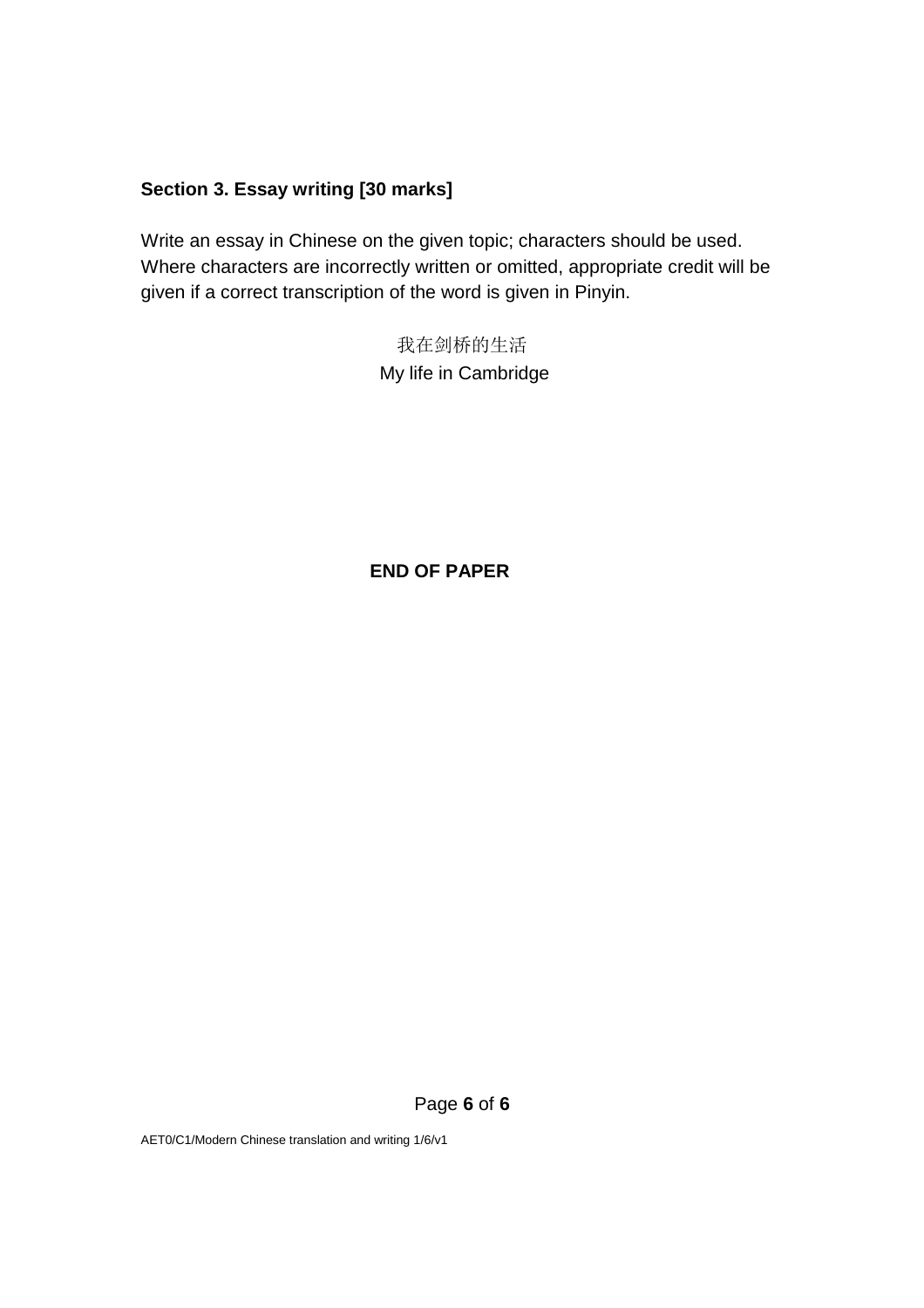### Section 3. Essay writing [30 marks]

Write an essay in Chinese on the given topic; characters should be used. Where characters are incorrectly written or omitted, appropriate credit will be given if a correct transcription of the word is given in Pinyin.

我在剑桥的生活
My life in Cambridge

**END OF PAPER**